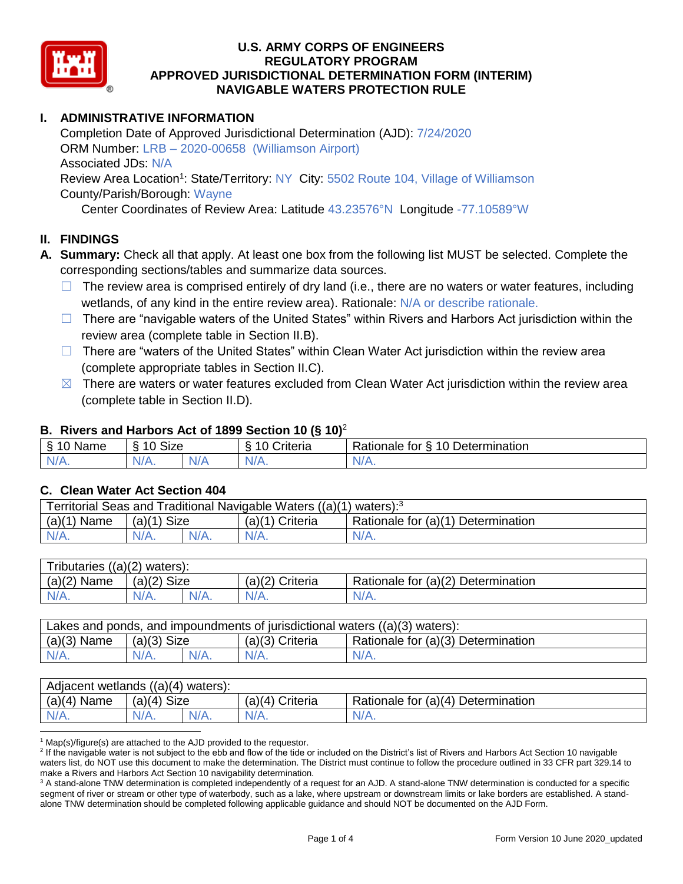# U.S. ARMY CORPS OF ENGINEERS
# REGULATORY PROGRAM
# APPROVED JURISDICTIONAL DETERMINATION FORM (INTERIM)
# NAVIGABLE WATERS PROTECTION RULE

## I. ADMINISTRATIVE INFORMATION

Completion Date of Approved Jurisdictional Determination (AJD): 7/24/2020
ORM Number: LRB – 2020-00658 (Williamson Airport)
Associated JDs: N/A
Review Area Location[1]: State/Territory: NY City: 5502 Route 104, Village of Williamson
County/Parish/Borough: Wayne
Center Coordinates of Review Area: Latitude 43.23576°N Longitude -77.10589°W

## II. FINDINGS

**A. Summary:** Check all that apply. At least one box from the following list MUST be selected. Complete the corresponding sections/tables and summarize data sources.

- ☐ The review area is comprised entirely of dry land (i.e., there are no waters or water features, including wetlands, of any kind in the entire review area). Rationale: N/A or describe rationale.
- ☐ There are "navigable waters of the United States" within Rivers and Harbors Act jurisdiction within the review area (complete table in Section II.B).
- ☐ There are "waters of the United States" within Clean Water Act jurisdiction within the review area (complete appropriate tables in Section II.C).
- ☒ There are waters or water features excluded from Clean Water Act jurisdiction within the review area (complete table in Section II.D).

### B. Rivers and Harbors Act of 1899 Section 10 (§ 10)[2]

| § 10 Name | § 10 Size | | § 10 Criteria | Rationale for § 10 Determination |
|---|---|---|---|---|
| N/A. | N/A. | N/A | N/A. | N/A. |

### C. Clean Water Act Section 404

| Territorial Seas and Traditional Navigable Waters ((a)(1) waters):[3] | | | | |
|---|---|---|---|---|
| (a)(1) Name | (a)(1) Size | | (a)(1) Criteria | Rationale for (a)(1) Determination |
| N/A. | N/A. | N/A. | N/A. | N/A. |

| Tributaries ((a)(2) waters): | | | | |
|---|---|---|---|---|
| (a)(2) Name | (a)(2) Size | | (a)(2) Criteria | Rationale for (a)(2) Determination |
| N/A. | N/A. | N/A. | N/A. | N/A. |

| Lakes and ponds, and impoundments of jurisdictional waters ((a)(3) waters): | | | | |
|---|---|---|---|---|
| (a)(3) Name | (a)(3) Size | | (a)(3) Criteria | Rationale for (a)(3) Determination |
| N/A. | N/A. | N/A. | N/A. | N/A. |

| Adjacent wetlands ((a)(4) waters): | | | | |
|---|---|---|---|---|
| (a)(4) Name | (a)(4) Size | | (a)(4) Criteria | Rationale for (a)(4) Determination |
| N/A. | N/A. | N/A. | N/A. | N/A. |

---

[1] Map(s)/figure(s) are attached to the AJD provided to the requestor.

[2] If the navigable water is not subject to the ebb and flow of the tide or included on the District's list of Rivers and Harbors Act Section 10 navigable waters list, do NOT use this document to make the determination. The District must continue to follow the procedure outlined in 33 CFR part 329.14 to make a Rivers and Harbors Act Section 10 navigability determination.

[3] A stand-alone TNW determination is completed independently of a request for an AJD. A stand-alone TNW determination is conducted for a specific segment of river or stream or other type of waterbody, such as a lake, where upstream or downstream limits or lake borders are established. A stand-alone TNW determination should be completed following applicable guidance and should NOT be documented on the AJD Form.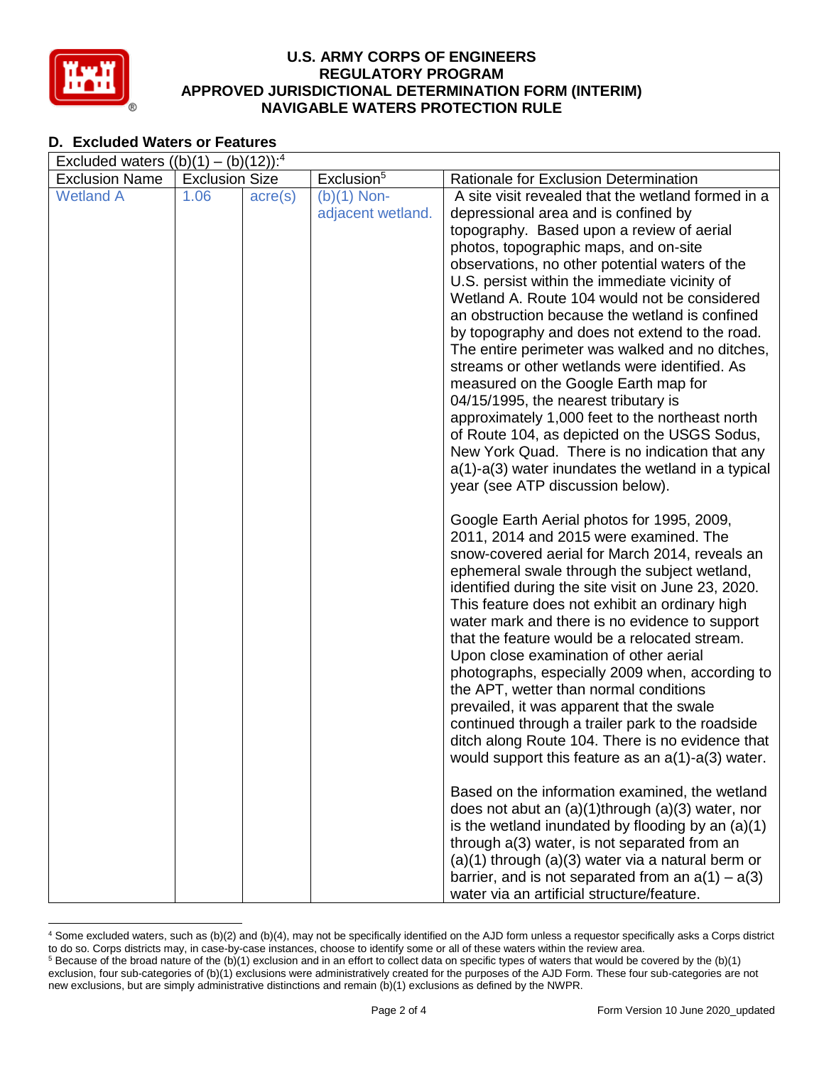## D. Excluded Waters or Features

| Excluded waters ((b)(1) – (b)(12)):[4] | | | | |
|---|---|---|---|---|
| Exclusion Name | Exclusion Size | | Exclusion[5] | Rationale for Exclusion Determination |
| Wetland A | 1.06 | acre(s) | (b)(1) Non-adjacent wetland. | A site visit revealed that the wetland formed in a depressional area and is confined by topography. Based upon a review of aerial photos, topographic maps, and on-site observations, no other potential waters of the U.S. persist within the immediate vicinity of Wetland A. Route 104 would not be considered an obstruction because the wetland is confined by topography and does not extend to the road. The entire perimeter was walked and no ditches, streams or other wetlands were identified. As measured on the Google Earth map for 04/15/1995, the nearest tributary is approximately 1,000 feet to the northeast north of Route 104, as depicted on the USGS Sodus, New York Quad. There is no indication that any a(1)-a(3) water inundates the wetland in a typical year (see ATP discussion below).<br><br>Google Earth Aerial photos for 1995, 2009, 2011, 2014 and 2015 were examined. The snow-covered aerial for March 2014, reveals an ephemeral swale through the subject wetland, identified during the site visit on June 23, 2020. This feature does not exhibit an ordinary high water mark and there is no evidence to support that the feature would be a relocated stream. Upon close examination of other aerial photographs, especially 2009 when, according to the APT, wetter than normal conditions prevailed, it was apparent that the swale continued through a trailer park to the roadside ditch along Route 104. There is no evidence that would support this feature as an a(1)-a(3) water.<br><br>Based on the information examined, the wetland does not abut an (a)(1)through (a)(3) water, nor is the wetland inundated by flooding by an (a)(1) through a(3) water, is not separated from an (a)(1) through (a)(3) water via a natural berm or barrier, and is not separated from an a(1) – a(3) water via an artificial structure/feature. |

[4] Some excluded waters, such as (b)(2) and (b)(4), may not be specifically identified on the AJD form unless a requestor specifically asks a Corps district to do so. Corps districts may, in case-by-case instances, choose to identify some or all of these waters within the review area.

[5] Because of the broad nature of the (b)(1) exclusion and in an effort to collect data on specific types of waters that would be covered by the (b)(1) exclusion, four sub-categories of (b)(1) exclusions were administratively created for the purposes of the AJD Form. These four sub-categories are not new exclusions, but are simply administrative distinctions and remain (b)(1) exclusions as defined by the NWPR.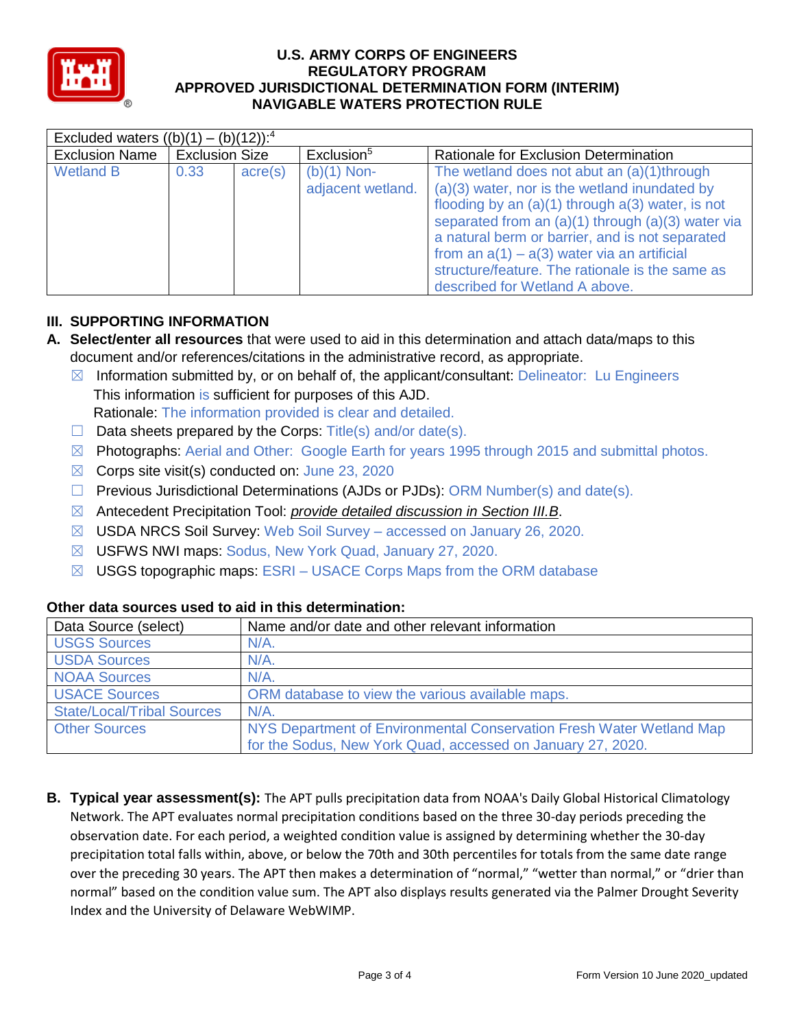# U.S. ARMY CORPS OF ENGINEERS REGULATORY PROGRAM APPROVED JURISDICTIONAL DETERMINATION FORM (INTERIM) NAVIGABLE WATERS PROTECTION RULE

| Excluded waters ((b)(1) – (b)(12)):[4] | | | | |
|---|---|---|---|---|
| Exclusion Name | Exclusion Size | | Exclusion[5] | Rationale for Exclusion Determination |
| Wetland B | 0.33 | acre(s) | (b)(1) Non-adjacent wetland. | The wetland does not abut an (a)(1)through (a)(3) water, nor is the wetland inundated by flooding by an (a)(1) through a(3) water, is not separated from an (a)(1) through (a)(3) water via a natural berm or barrier, and is not separated from an a(1) – a(3) water via an artificial structure/feature. The rationale is the same as described for Wetland A above. |

## III. SUPPORTING INFORMATION

**A. Select/enter all resources** that were used to aid in this determination and attach data/maps to this document and/or references/citations in the administrative record, as appropriate.

- ☒ Information submitted by, or on behalf of, the applicant/consultant: Delineator: Lu Engineers
  This information is sufficient for purposes of this AJD.
  Rationale: The information provided is clear and detailed.
- ☐ Data sheets prepared by the Corps: Title(s) and/or date(s).
- ☒ Photographs: Aerial and Other: Google Earth for years 1995 through 2015 and submittal photos.
- ☒ Corps site visit(s) conducted on: June 23, 2020
- ☐ Previous Jurisdictional Determinations (AJDs or PJDs): ORM Number(s) and date(s).
- ☒ Antecedent Precipitation Tool: *provide detailed discussion in Section III.B*.
- ☒ USDA NRCS Soil Survey: Web Soil Survey – accessed on January 26, 2020.
- ☒ USFWS NWI maps: Sodus, New York Quad, January 27, 2020.
- ☒ USGS topographic maps: ESRI – USACE Corps Maps from the ORM database

### Other data sources used to aid in this determination:

| Data Source (select) | Name and/or date and other relevant information |
|---|---|
| USGS Sources | N/A. |
| USDA Sources | N/A. |
| NOAA Sources | N/A. |
| USACE Sources | ORM database to view the various available maps. |
| State/Local/Tribal Sources | N/A. |
| Other Sources | NYS Department of Environmental Conservation Fresh Water Wetland Map for the Sodus, New York Quad, accessed on January 27, 2020. |

**B. Typical year assessment(s):** The APT pulls precipitation data from NOAA's Daily Global Historical Climatology Network. The APT evaluates normal precipitation conditions based on the three 30-day periods preceding the observation date. For each period, a weighted condition value is assigned by determining whether the 30-day precipitation total falls within, above, or below the 70th and 30th percentiles for totals from the same date range over the preceding 30 years. The APT then makes a determination of "normal," "wetter than normal," or "drier than normal" based on the condition value sum. The APT also displays results generated via the Palmer Drought Severity Index and the University of Delaware WebWIMP.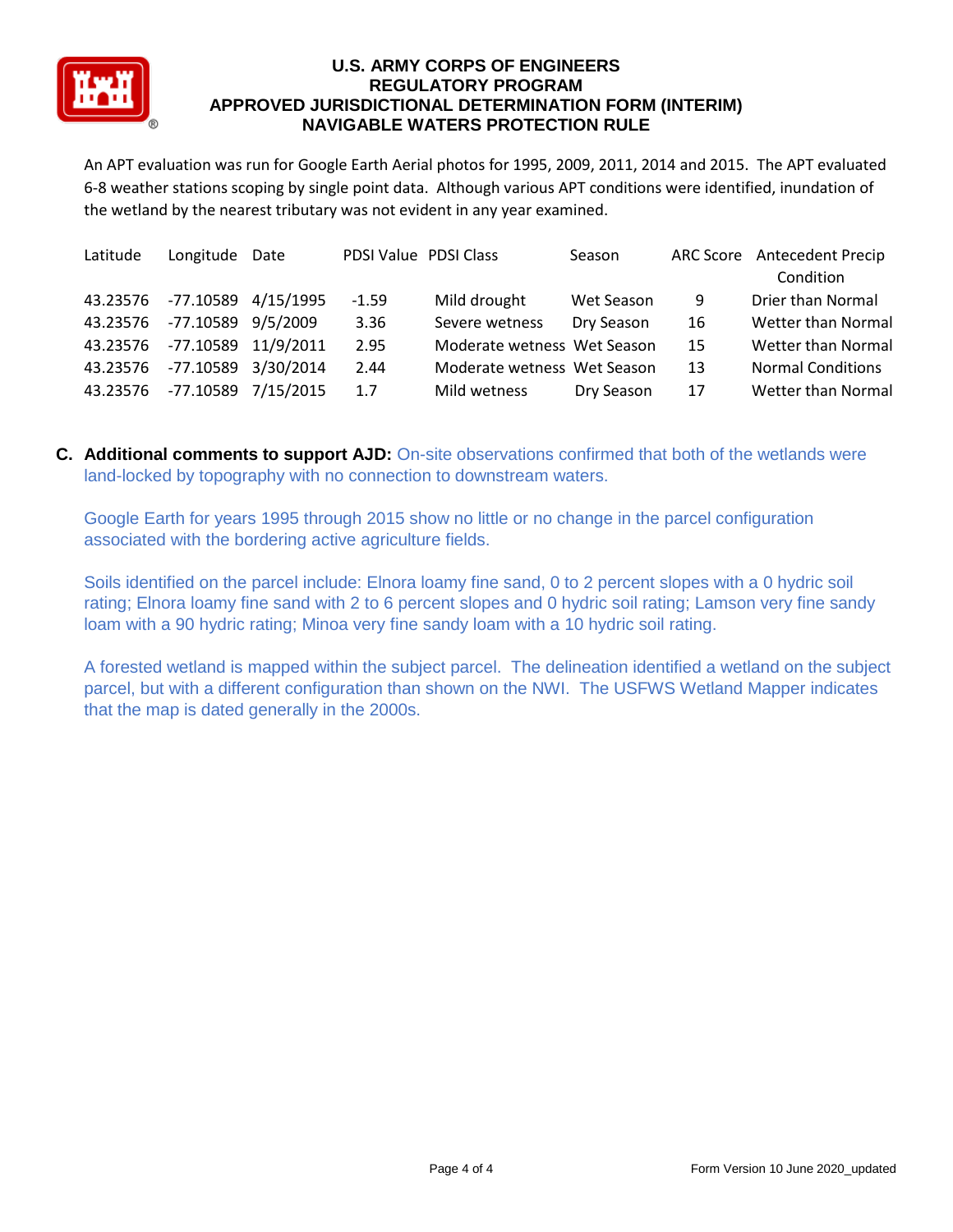# U.S. ARMY CORPS OF ENGINEERS
## REGULATORY PROGRAM
## APPROVED JURISDICTIONAL DETERMINATION FORM (INTERIM)
## NAVIGABLE WATERS PROTECTION RULE

An APT evaluation was run for Google Earth Aerial photos for 1995, 2009, 2011, 2014 and 2015. The APT evaluated 6-8 weather stations scoping by single point data. Although various APT conditions were identified, inundation of the wetland by the nearest tributary was not evident in any year examined.

| Latitude | Longitude | Date | PDSI Value | PDSI Class | Season | ARC Score | Antecedent Precip Condition |
|---|---|---|---|---|---|---|---|
| 43.23576 | -77.10589 | 4/15/1995 | -1.59 | Mild drought | Wet Season | 9 | Drier than Normal |
| 43.23576 | -77.10589 | 9/5/2009 | 3.36 | Severe wetness | Dry Season | 16 | Wetter than Normal |
| 43.23576 | -77.10589 | 11/9/2011 | 2.95 | Moderate wetness | Wet Season | 15 | Wetter than Normal |
| 43.23576 | -77.10589 | 3/30/2014 | 2.44 | Moderate wetness | Wet Season | 13 | Normal Conditions |
| 43.23576 | -77.10589 | 7/15/2015 | 1.7 | Mild wetness | Dry Season | 17 | Wetter than Normal |

**C. Additional comments to support AJD:** On-site observations confirmed that both of the wetlands were land-locked by topography with no connection to downstream waters.

Google Earth for years 1995 through 2015 show no little or no change in the parcel configuration associated with the bordering active agriculture fields.

Soils identified on the parcel include: Elnora loamy fine sand, 0 to 2 percent slopes with a 0 hydric soil rating; Elnora loamy fine sand with 2 to 6 percent slopes and 0 hydric soil rating; Lamson very fine sandy loam with a 90 hydric rating; Minoa very fine sandy loam with a 10 hydric soil rating.

A forested wetland is mapped within the subject parcel. The delineation identified a wetland on the subject parcel, but with a different configuration than shown on the NWI. The USFWS Wetland Mapper indicates that the map is dated generally in the 2000s.